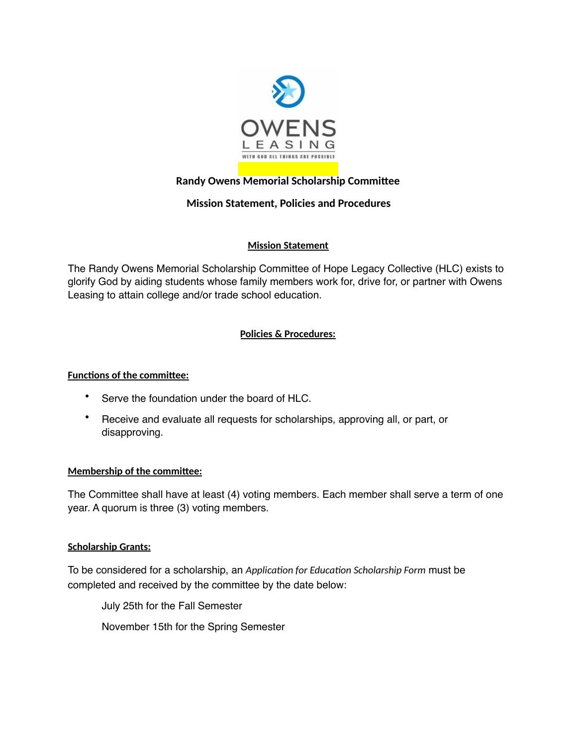**Randy Owens Memorial Scholarship Committee**

**Mission Statement, Policies and Procedures**

## Mission Statement

The Randy Owens Memorial Scholarship Committee of Hope Legacy Collective (HLC) exists to glorify God by aiding students whose family members work for, drive for, or partner with Owens Leasing to attain college and/or trade school education.

## Policies & Procedures:

### Functions of the committee:

- Serve the foundation under the board of HLC.
- Receive and evaluate all requests for scholarships, approving all, or part, or disapproving.

### Membership of the committee:

The Committee shall have at least (4) voting members. Each member shall serve a term of one year. A quorum is three (3) voting members.

### Scholarship Grants:

To be considered for a scholarship, an *Application for Education Scholarship Form* must be completed and received by the committee by the date below:

July 25th for the Fall Semester

November 15th for the Spring Semester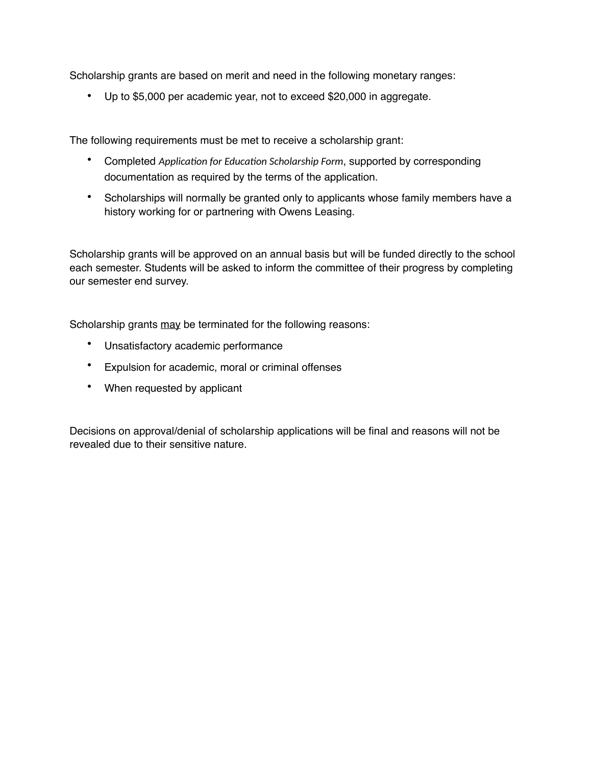Scholarship grants are based on merit and need in the following monetary ranges:

- Up to $5,000 per academic year, not to exceed $20,000 in aggregate.

The following requirements must be met to receive a scholarship grant:

- Completed *Application for Education Scholarship Form*, supported by corresponding documentation as required by the terms of the application.
- Scholarships will normally be granted only to applicants whose family members have a history working for or partnering with Owens Leasing.

Scholarship grants will be approved on an annual basis but will be funded directly to the school each semester. Students will be asked to inform the committee of their progress by completing our semester end survey.

Scholarship grants <u>may</u> be terminated for the following reasons:

- Unsatisfactory academic performance
- Expulsion for academic, moral or criminal offenses
- When requested by applicant

Decisions on approval/denial of scholarship applications will be final and reasons will not be revealed due to their sensitive nature.